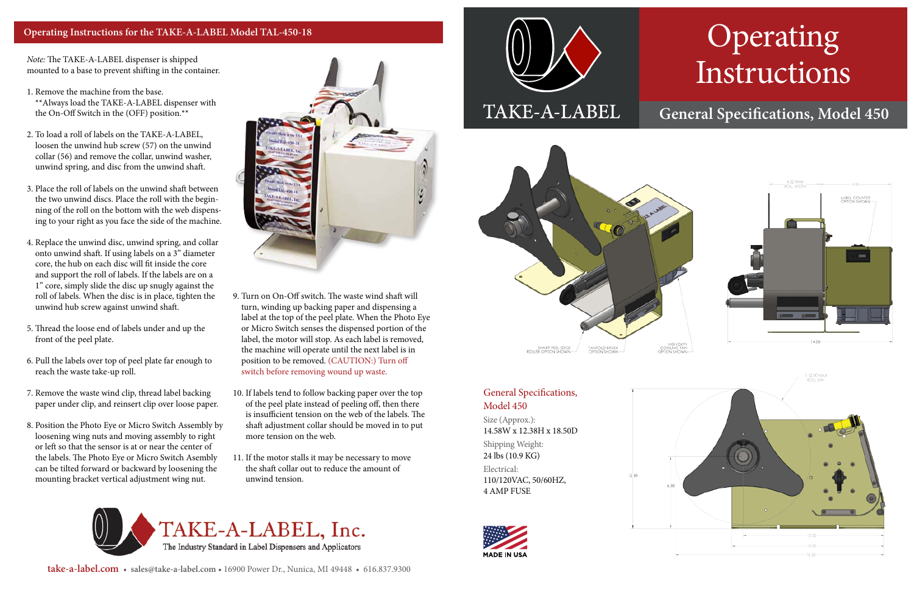## Operating Instructions for the TAKE-A-LABEL Model TAL-450-18

*Note:* The TAKE-A-LABEL dispenser is shipped mounted to a base to prevent shifting in the container.

1. Remove the machine from the base.
   **Always load the TAKE-A-LABEL dispenser with the On-Off Switch in the (OFF) position.**

2. To load a roll of labels on the TAKE-A-LABEL, loosen the unwind hub screw (57) on the unwind collar (56) and remove the collar, unwind washer, unwind spring, and disc from the unwind shaft.

3. Place the roll of labels on the unwind shaft between the two unwind discs. Place the roll with the beginning of the roll on the bottom with the web dispensing to your right as you face the side of the machine.

4. Replace the unwind disc, unwind spring, and collar onto unwind shaft. If using labels on a 3" diameter core, the hub on each disc will fit inside the core and support the roll of labels. If the labels are on a 1" core, simply slide the disc up snugly against the roll of labels. When the disc is in place, tighten the unwind hub screw against unwind shaft.

5. Thread the loose end of labels under and up the front of the peel plate.

6. Pull the labels over top of peel plate far enough to reach the waste take-up roll.

7. Remove the waste wind clip, thread label backing paper under clip, and reinsert clip over loose paper.

8. Position the Photo Eye or Micro Switch Assembly by loosening wing nuts and moving assembly to right or left so that the sensor is at or near the center of the labels. The Photo Eye or Micro Switch Asembly can be tilted forward or backward by loosening the mounting bracket vertical adjustment wing nut.

9. Turn on On-Off switch. The waste wind shaft will turn, winding up backing paper and dispensing a label at the top of the peel plate. When the Photo Eye or Micro Switch senses the dispensed portion of the label, the motor will stop. As each label is removed, the machine will operate until the next label is in position to be removed. (CAUTION:) Turn off switch before removing wound up waste.

10. If labels tend to follow backing paper over the top of the peel plate instead of peeling off, then there is insufficient tension on the web of the labels. The shaft adjustment collar should be moved in to put more tension on the web.

11. If the motor stalls it may be necessary to move the shaft collar out to reduce the amount of unwind tension.

**TAKE-A-LABEL, Inc.**
The Industry Standard in Label Dispensers and Applicators

**take-a-label.com** • **sales@take-a-label.com** • 16900 Power Dr., Nunica, MI 49448 • 616.837.9300

# TAKE-A-LABEL

# Operating Instructions

## General Specifications, Model 450

SHARP PEEL EDGE ROLLER OPTION SHOWN

FANFOLD BRUSH OPTION SHOWN

HIGH DUTY COOLING FAN OPTION SHOWN

4.52 MAX ROLL WIDTH

LABEL COUNTER OPTION SHOWN

14.58

12.00 MAX ROLL DIA

12.38

6.38

12.50

18.50

### General Specifications, Model 450

Size (Approx.):
14.58W x 12.38H x 18.50D

Shipping Weight:
24 lbs (10.9 KG)

Electrical:
110/120VAC, 50/60HZ,
4 AMP FUSE

MADE IN USA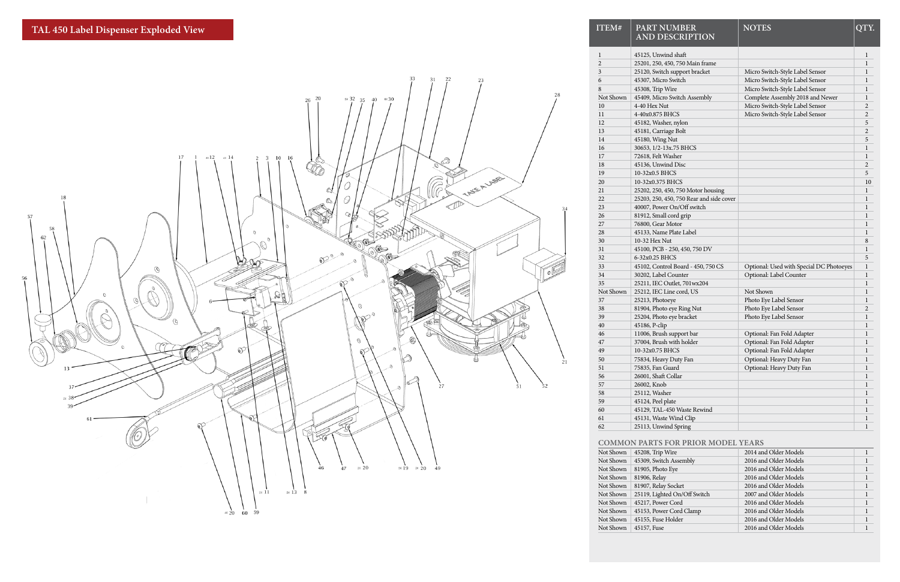# TAL 450 Label Dispenser Exploded View

| ITEM# | PART NUMBER AND DESCRIPTION | NOTES | QTY. |
|---|---|---|---|
| 1 | 45125, Unwind shaft | | 1 |
| 2 | 25201, 250, 450, 750 Main frame | | 1 |
| 3 | 25120, Switch support bracket | Micro Switch-Style Label Sensor | 1 |
| 6 | 45307, Micro Switch | Micro Switch-Style Label Sensor | 1 |
| 8 | 45308, Trip Wire | Micro Switch-Style Label Sensor | 1 |
| Not Shown | 45409, Micro Switch Assembly | Complete Assembly 2018 and Newer | 1 |
| 10 | 4-40 Hex Nut | Micro Switch-Style Label Sensor | 2 |
| 11 | 4-40x0.875 BHCS | Micro Switch-Style Label Sensor | 2 |
| 12 | 45182, Washer, nylon | | 5 |
| 13 | 45181, Carriage Bolt | | 2 |
| 14 | 45180, Wing Nut | | 5 |
| 16 | 30653, 1/2-13x.75 BHCS | | 1 |
| 17 | 72618, Felt Washer | | 1 |
| 18 | 45136, Unwind Disc | | 2 |
| 19 | 10-32x0.5 BHCS | | 5 |
| 20 | 10-32x0.375 BHCS | | 10 |
| 21 | 25202, 250, 450, 750 Motor housing | | 1 |
| 22 | 25203, 250, 450, 750 Rear and side cover | | 1 |
| 23 | 40007, Power On/Off switch | | 1 |
| 26 | 81912, Small cord grip | | 1 |
| 27 | 76800, Gear Motor | | 1 |
| 28 | 45133, Name Plate Label | | 1 |
| 30 | 10-32 Hex Nut | | 8 |
| 31 | 45100, PCB - 250, 450, 750 DV | | 1 |
| 32 | 6-32x0.25 BHCS | | 5 |
| 33 | 45102, Control Board - 450, 750 CS | Optional: Used with Special DC Photoeyes | 1 |
| 34 | 30202, Label Counter | Optional: Label Counter | 1 |
| 35 | 25211, IEC Outlet, 701wx204 | | 1 |
| Not Shown | 25212, IEC Line cord, US | Not Shown | 1 |
| 37 | 25213, Photoeye | Photo Eye Label Sensor | 1 |
| 38 | 81904, Photo eye Ring Nut | Photo Eye Label Sensor | 2 |
| 39 | 25204, Photo eye bracket | Photo Eye Label Sensor | 1 |
| 40 | 45186, P-clip | | 1 |
| 46 | 11006, Brush support bar | Optional: Fan Fold Adapter | 1 |
| 47 | 37004, Brush with holder | Optional: Fan Fold Adapter | 1 |
| 49 | 10-32x0.75 BHCS | Optional: Fan Fold Adapter | 1 |
| 50 | 75834, Heavy Duty Fan | Optional: Heavy Duty Fan | 1 |
| 51 | 75835, Fan Guard | Optional: Heavy Duty Fan | 1 |
| 56 | 26001, Shaft Collar | | 1 |
| 57 | 26002, Knob | | 1 |
| 58 | 25112, Washer | | 1 |
| 59 | 45124, Peel plate | | 1 |
| 60 | 45129, TAL-450 Waste Rewind | | 1 |
| 61 | 45131, Waste Wind Clip | | 1 |
| 62 | 25113, Unwind Spring | | 1 |

## COMMON PARTS FOR PRIOR MODEL YEARS

| | | | |
|---|---|---|---|
| Not Shown | 45208, Trip Wire | 2014 and Older Models | 1 |
| Not Shown | 45309, Switch Assembly | 2016 and Older Models | 1 |
| Not Shown | 81905, Photo Eye | 2016 and Older Models | 1 |
| Not Shown | 81906, Relay | 2016 and Older Models | 1 |
| Not Shown | 81907, Relay Socket | 2016 and Older Models | 1 |
| Not Shown | 25119, Lighted On/Off Switch | 2007 and Older Models | 1 |
| Not Shown | 45217, Power Cord | 2016 and Older Models | 1 |
| Not Shown | 45153, Power Cord Clamp | 2016 and Older Models | 1 |
| Not Shown | 45155, Fuse Holder | 2016 and Older Models | 1 |
| Not Shown | 45157, Fuse | 2016 and Older Models | 1 |